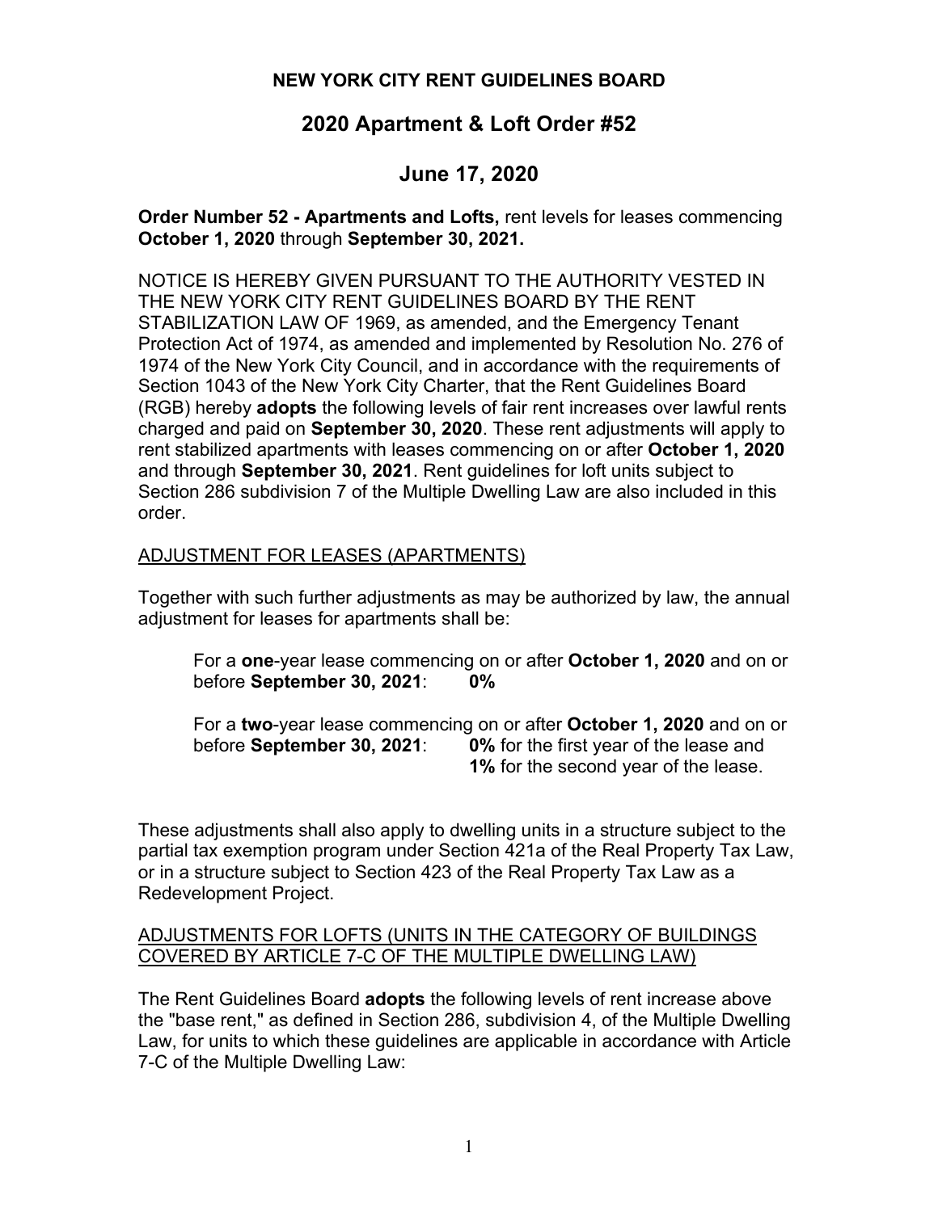# NEW YORK CITY RENT GUIDELINES BOARD

## 2020 Apartment & Loft Order #52

## June 17, 2020

**Order Number 52 - Apartments and Lofts,** rent levels for leases commencing **October 1, 2020** through **September 30, 2021.**

NOTICE IS HEREBY GIVEN PURSUANT TO THE AUTHORITY VESTED IN THE NEW YORK CITY RENT GUIDELINES BOARD BY THE RENT STABILIZATION LAW OF 1969, as amended, and the Emergency Tenant Protection Act of 1974, as amended and implemented by Resolution No. 276 of 1974 of the New York City Council, and in accordance with the requirements of Section 1043 of the New York City Charter, that the Rent Guidelines Board (RGB) hereby **adopts** the following levels of fair rent increases over lawful rents charged and paid on **September 30, 2020**. These rent adjustments will apply to rent stabilized apartments with leases commencing on or after **October 1, 2020** and through **September 30, 2021**. Rent guidelines for loft units subject to Section 286 subdivision 7 of the Multiple Dwelling Law are also included in this order.

ADJUSTMENT FOR LEASES (APARTMENTS)

Together with such further adjustments as may be authorized by law, the annual adjustment for leases for apartments shall be:

For a **one**-year lease commencing on or after **October 1, 2020** and on or before **September 30, 2021**: **0%**

For a **two**-year lease commencing on or after **October 1, 2020** and on or before **September 30, 2021**: **0%** for the first year of the lease and **1%** for the second year of the lease.

These adjustments shall also apply to dwelling units in a structure subject to the partial tax exemption program under Section 421a of the Real Property Tax Law, or in a structure subject to Section 423 of the Real Property Tax Law as a Redevelopment Project.

ADJUSTMENTS FOR LOFTS (UNITS IN THE CATEGORY OF BUILDINGS COVERED BY ARTICLE 7-C OF THE MULTIPLE DWELLING LAW)

The Rent Guidelines Board **adopts** the following levels of rent increase above the "base rent," as defined in Section 286, subdivision 4, of the Multiple Dwelling Law, for units to which these guidelines are applicable in accordance with Article 7-C of the Multiple Dwelling Law: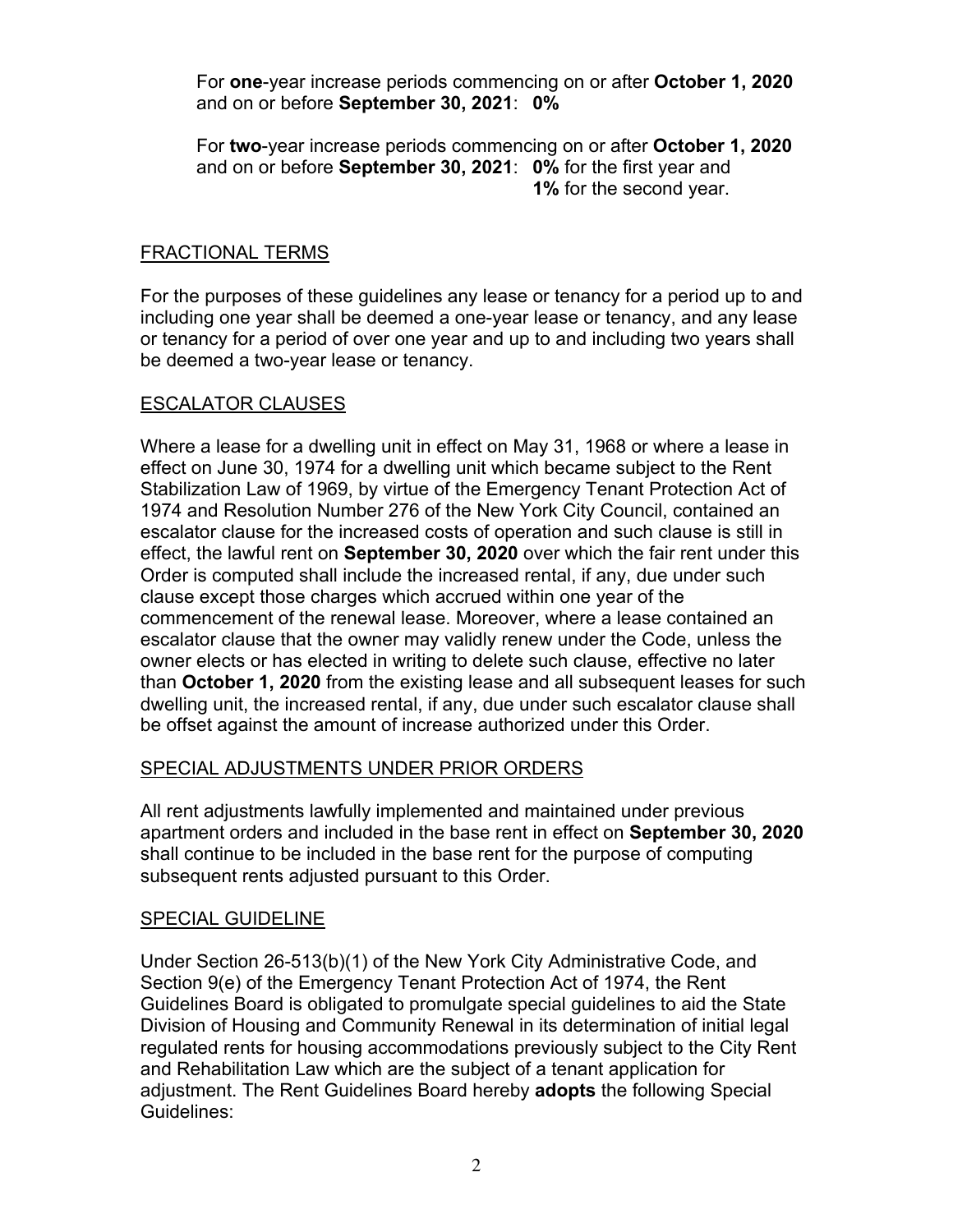For **one**-year increase periods commencing on or after **October 1, 2020** and on or before **September 30, 2021**: **0%**

For **two**-year increase periods commencing on or after **October 1, 2020** and on or before **September 30, 2021**: **0%** for the first year and **1%** for the second year.

## FRACTIONAL TERMS

For the purposes of these guidelines any lease or tenancy for a period up to and including one year shall be deemed a one-year lease or tenancy, and any lease or tenancy for a period of over one year and up to and including two years shall be deemed a two-year lease or tenancy.

## ESCALATOR CLAUSES

Where a lease for a dwelling unit in effect on May 31, 1968 or where a lease in effect on June 30, 1974 for a dwelling unit which became subject to the Rent Stabilization Law of 1969, by virtue of the Emergency Tenant Protection Act of 1974 and Resolution Number 276 of the New York City Council, contained an escalator clause for the increased costs of operation and such clause is still in effect, the lawful rent on **September 30, 2020** over which the fair rent under this Order is computed shall include the increased rental, if any, due under such clause except those charges which accrued within one year of the commencement of the renewal lease. Moreover, where a lease contained an escalator clause that the owner may validly renew under the Code, unless the owner elects or has elected in writing to delete such clause, effective no later than **October 1, 2020** from the existing lease and all subsequent leases for such dwelling unit, the increased rental, if any, due under such escalator clause shall be offset against the amount of increase authorized under this Order.

## SPECIAL ADJUSTMENTS UNDER PRIOR ORDERS

All rent adjustments lawfully implemented and maintained under previous apartment orders and included in the base rent in effect on **September 30, 2020** shall continue to be included in the base rent for the purpose of computing subsequent rents adjusted pursuant to this Order.

## SPECIAL GUIDELINE

Under Section 26-513(b)(1) of the New York City Administrative Code, and Section 9(e) of the Emergency Tenant Protection Act of 1974, the Rent Guidelines Board is obligated to promulgate special guidelines to aid the State Division of Housing and Community Renewal in its determination of initial legal regulated rents for housing accommodations previously subject to the City Rent and Rehabilitation Law which are the subject of a tenant application for adjustment. The Rent Guidelines Board hereby **adopts** the following Special Guidelines: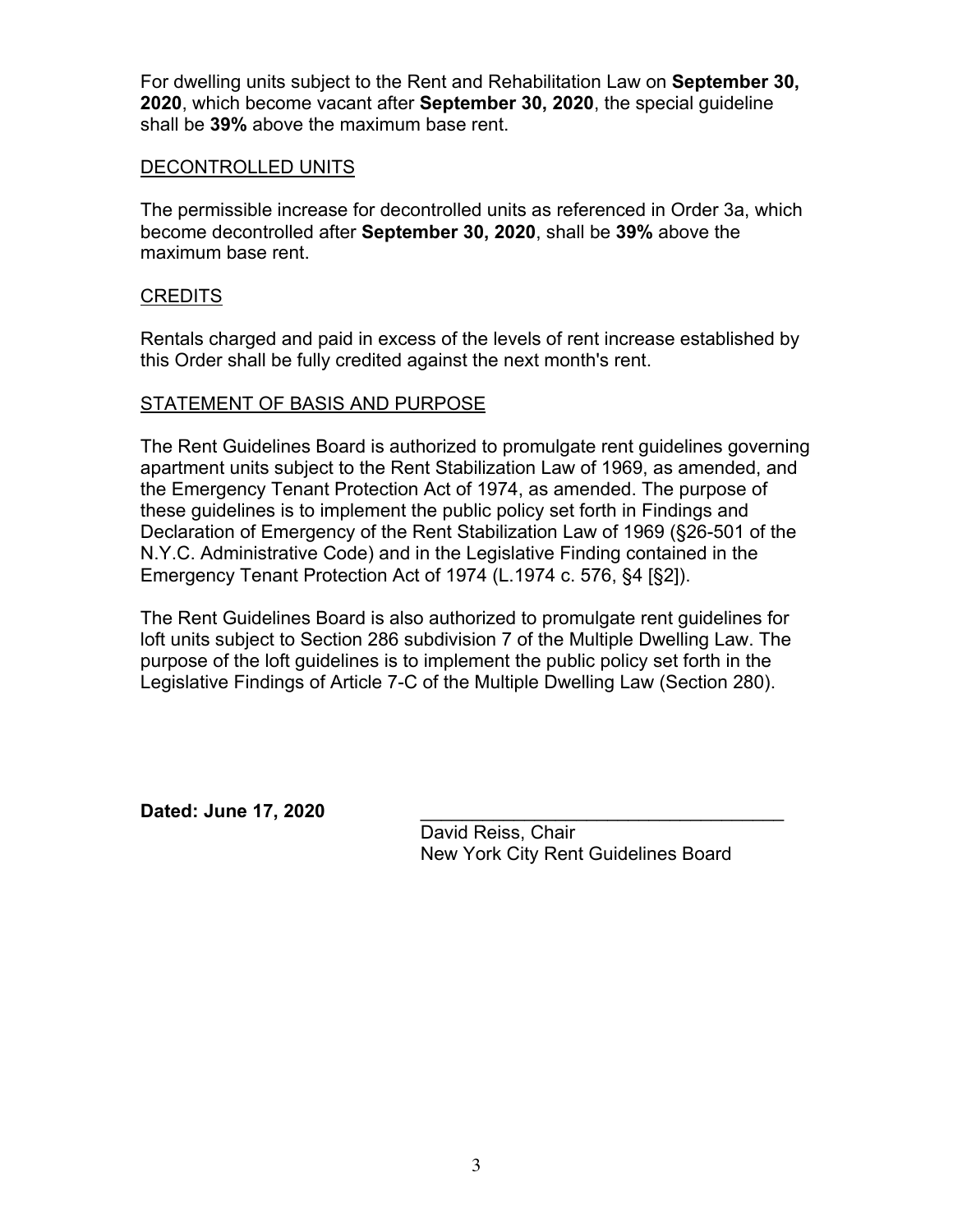For dwelling units subject to the Rent and Rehabilitation Law on **September 30, 2020**, which become vacant after **September 30, 2020**, the special guideline shall be **39%** above the maximum base rent.

## DECONTROLLED UNITS

The permissible increase for decontrolled units as referenced in Order 3a, which become decontrolled after **September 30, 2020**, shall be **39%** above the maximum base rent.

## CREDITS

Rentals charged and paid in excess of the levels of rent increase established by this Order shall be fully credited against the next month's rent.

## STATEMENT OF BASIS AND PURPOSE

The Rent Guidelines Board is authorized to promulgate rent guidelines governing apartment units subject to the Rent Stabilization Law of 1969, as amended, and the Emergency Tenant Protection Act of 1974, as amended. The purpose of these guidelines is to implement the public policy set forth in Findings and Declaration of Emergency of the Rent Stabilization Law of 1969 (§26-501 of the N.Y.C. Administrative Code) and in the Legislative Finding contained in the Emergency Tenant Protection Act of 1974 (L.1974 c. 576, §4 [§2]).

The Rent Guidelines Board is also authorized to promulgate rent guidelines for loft units subject to Section 286 subdivision 7 of the Multiple Dwelling Law. The purpose of the loft guidelines is to implement the public policy set forth in the Legislative Findings of Article 7-C of the Multiple Dwelling Law (Section 280).

**Dated: June 17, 2020**

_____________________________________
David Reiss, Chair
New York City Rent Guidelines Board